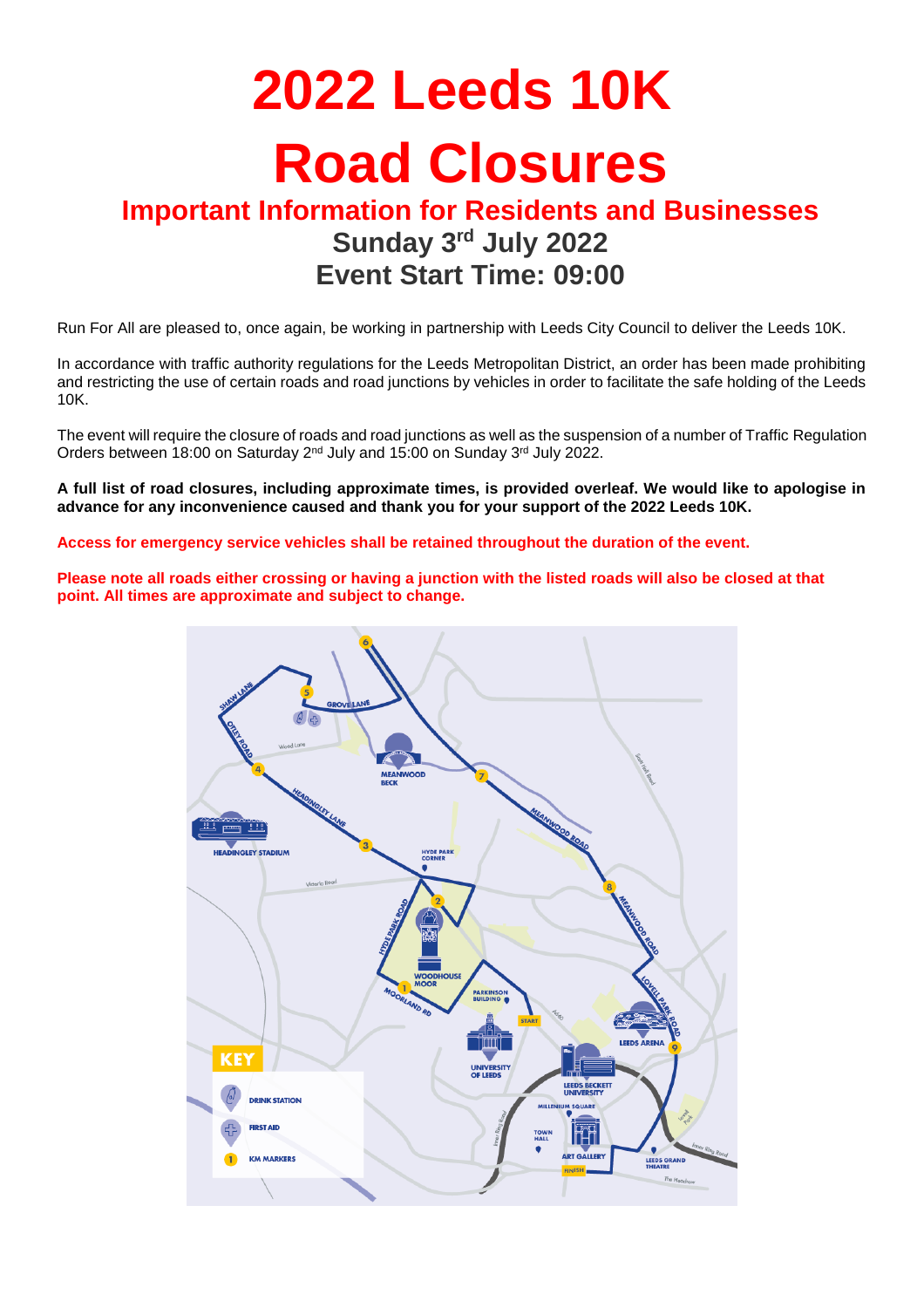# 2022 Leeds 10K

# Road Closures

## Important Information for Residents and Businesses

### Sunday 3rd July 2022

### Event Start Time: 09:00

Run For All are pleased to, once again, be working in partnership with Leeds City Council to deliver the Leeds 10K.

In accordance with traffic authority regulations for the Leeds Metropolitan District, an order has been made prohibiting and restricting the use of certain roads and road junctions by vehicles in order to facilitate the safe holding of the Leeds 10K.

The event will require the closure of roads and road junctions as well as the suspension of a number of Traffic Regulation Orders between 18:00 on Saturday 2nd July and 15:00 on Sunday 3rd July 2022.

**A full list of road closures, including approximate times, is provided overleaf. We would like to apologise in advance for any inconvenience caused and thank you for your support of the 2022 Leeds 10K.**

**Access for emergency service vehicles shall be retained throughout the duration of the event.**

**Please note all roads either crossing or having a junction with the listed roads will also be closed at that point. All times are approximate and subject to change.**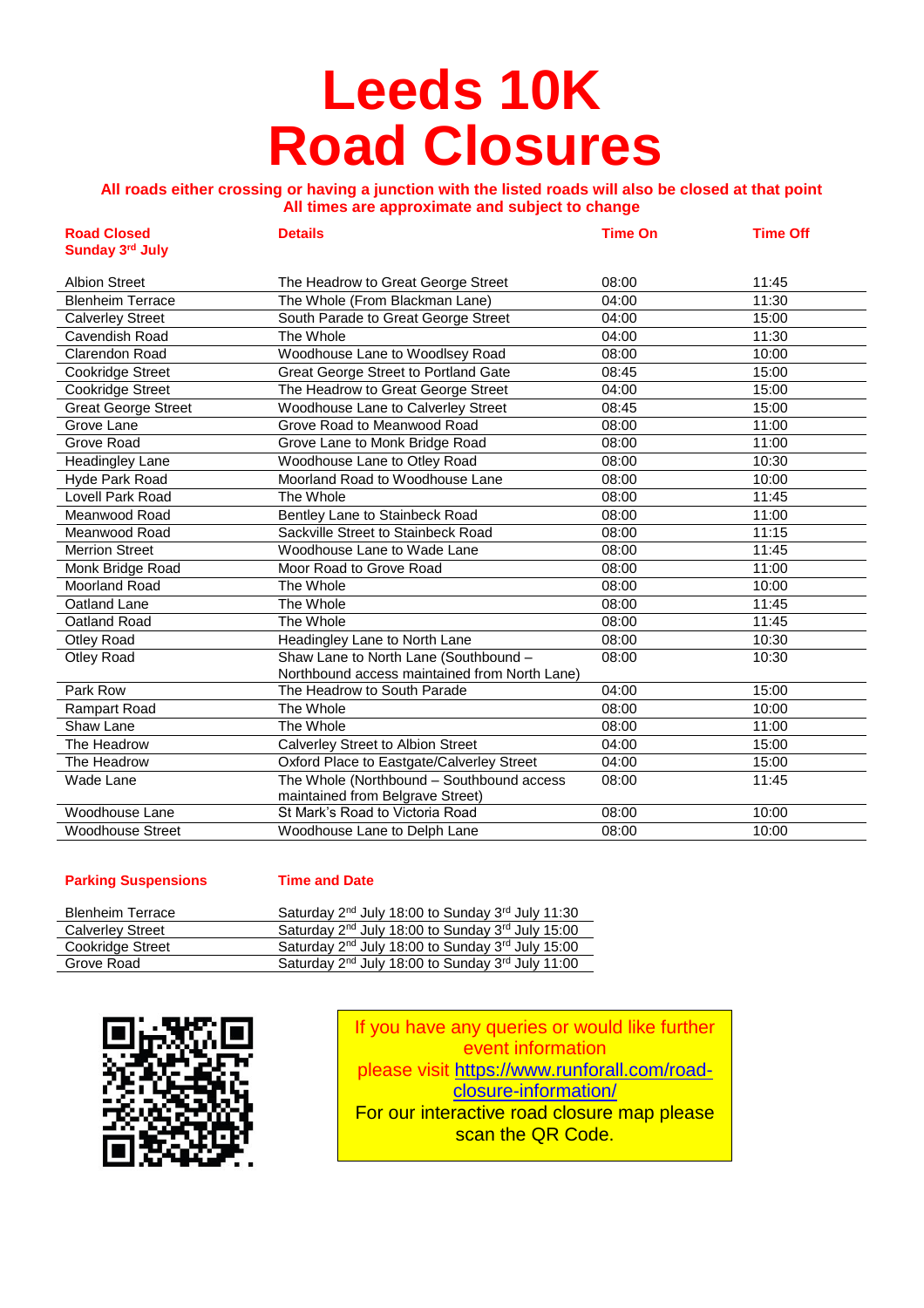# Leeds 10K Road Closures

**All roads either crossing or having a junction with the listed roads will also be closed at that point**
**All times are approximate and subject to change**

| Road Closed Sunday 3rd July | Details | Time On | Time Off |
|---|---|---|---|
| Albion Street | The Headrow to Great George Street | 08:00 | 11:45 |
| Blenheim Terrace | The Whole (From Blackman Lane) | 04:00 | 11:30 |
| Calverley Street | South Parade to Great George Street | 04:00 | 15:00 |
| Cavendish Road | The Whole | 04:00 | 11:30 |
| Clarendon Road | Woodhouse Lane to Woodlsey Road | 08:00 | 10:00 |
| Cookridge Street | Great George Street to Portland Gate | 08:45 | 15:00 |
| Cookridge Street | The Headrow to Great George Street | 04:00 | 15:00 |
| Great George Street | Woodhouse Lane to Calverley Street | 08:45 | 15:00 |
| Grove Lane | Grove Road to Meanwood Road | 08:00 | 11:00 |
| Grove Road | Grove Lane to Monk Bridge Road | 08:00 | 11:00 |
| Headingley Lane | Woodhouse Lane to Otley Road | 08:00 | 10:30 |
| Hyde Park Road | Moorland Road to Woodhouse Lane | 08:00 | 10:00 |
| Lovell Park Road | The Whole | 08:00 | 11:45 |
| Meanwood Road | Bentley Lane to Stainbeck Road | 08:00 | 11:00 |
| Meanwood Road | Sackville Street to Stainbeck Road | 08:00 | 11:15 |
| Merrion Street | Woodhouse Lane to Wade Lane | 08:00 | 11:45 |
| Monk Bridge Road | Moor Road to Grove Road | 08:00 | 11:00 |
| Moorland Road | The Whole | 08:00 | 10:00 |
| Oatland Lane | The Whole | 08:00 | 11:45 |
| Oatland Road | The Whole | 08:00 | 11:45 |
| Otley Road | Headingley Lane to North Lane | 08:00 | 10:30 |
| Otley Road | Shaw Lane to North Lane (Southbound – Northbound access maintained from North Lane) | 08:00 | 10:30 |
| Park Row | The Headrow to South Parade | 04:00 | 15:00 |
| Rampart Road | The Whole | 08:00 | 10:00 |
| Shaw Lane | The Whole | 08:00 | 11:00 |
| The Headrow | Calverley Street to Albion Street | 04:00 | 15:00 |
| The Headrow | Oxford Place to Eastgate/Calverley Street | 04:00 | 15:00 |
| Wade Lane | The Whole (Northbound – Southbound access maintained from Belgrave Street) | 08:00 | 11:45 |
| Woodhouse Lane | St Mark's Road to Victoria Road | 08:00 | 10:00 |
| Woodhouse Street | Woodhouse Lane to Delph Lane | 08:00 | 10:00 |

| Parking Suspensions | Time and Date |
|---|---|
| Blenheim Terrace | Saturday 2nd July 18:00 to Sunday 3rd July 11:30 |
| Calverley Street | Saturday 2nd July 18:00 to Sunday 3rd July 15:00 |
| Cookridge Street | Saturday 2nd July 18:00 to Sunday 3rd July 15:00 |
| Grove Road | Saturday 2nd July 18:00 to Sunday 3rd July 11:00 |

If you have any queries or would like further event information please visit https://www.runforall.com/road-closure-information/
For our interactive road closure map please scan the QR Code.